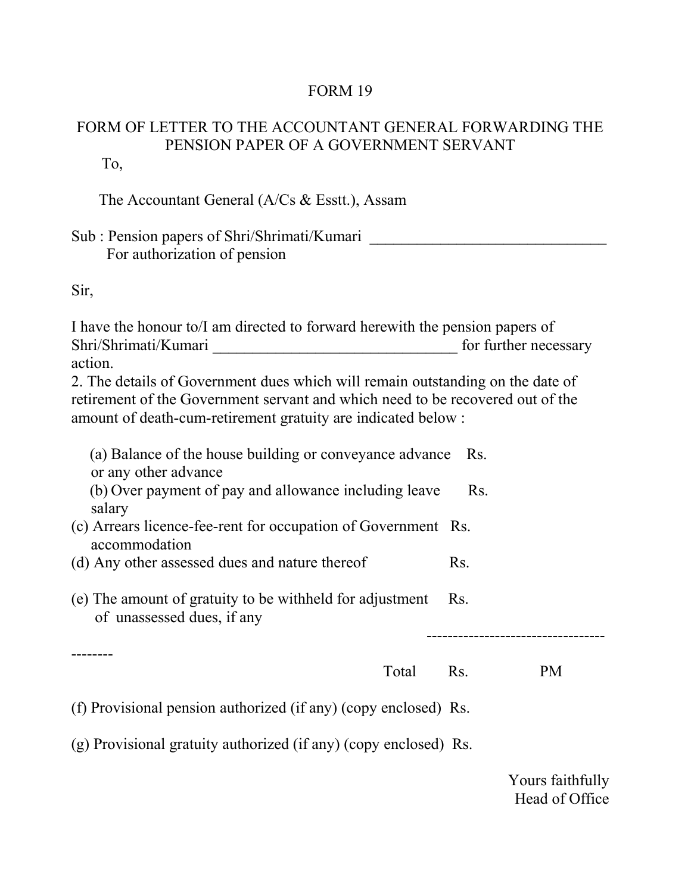# FORM 19

## FORM OF LETTER TO THE ACCOUNTANT GENERAL FORWARDING THE PENSION PAPER OF A GOVERNMENT SERVANT

To,

The Accountant General (A/Cs & Esstt.), Assam

Sub : Pension papers of Shri/Shrimati/Kumari ______________________________
For authorization of pension

Sir,

I have the honour to/I am directed to forward herewith the pension papers of Shri/Shrimati/Kumari _______________________________ for further necessary action.

2. The details of Government dues which will remain outstanding on the date of retirement of the Government servant and which need to be recovered out of the amount of death-cum-retirement gratuity are indicated below :

(a) Balance of the house building or conveyance advance or any other advance Rs.

(b) Over payment of pay and allowance including leave salary Rs.

(c) Arrears licence-fee-rent for occupation of Government accommodation Rs.

(d) Any other assessed dues and nature thereof Rs.

(e) The amount of gratuity to be withheld for adjustment of unassessed dues, if any Rs.

------------------------------------------

Total Rs. PM

(f) Provisional pension authorized (if any) (copy enclosed) Rs.

(g) Provisional gratuity authorized (if any) (copy enclosed) Rs.

Yours faithfully
Head of Office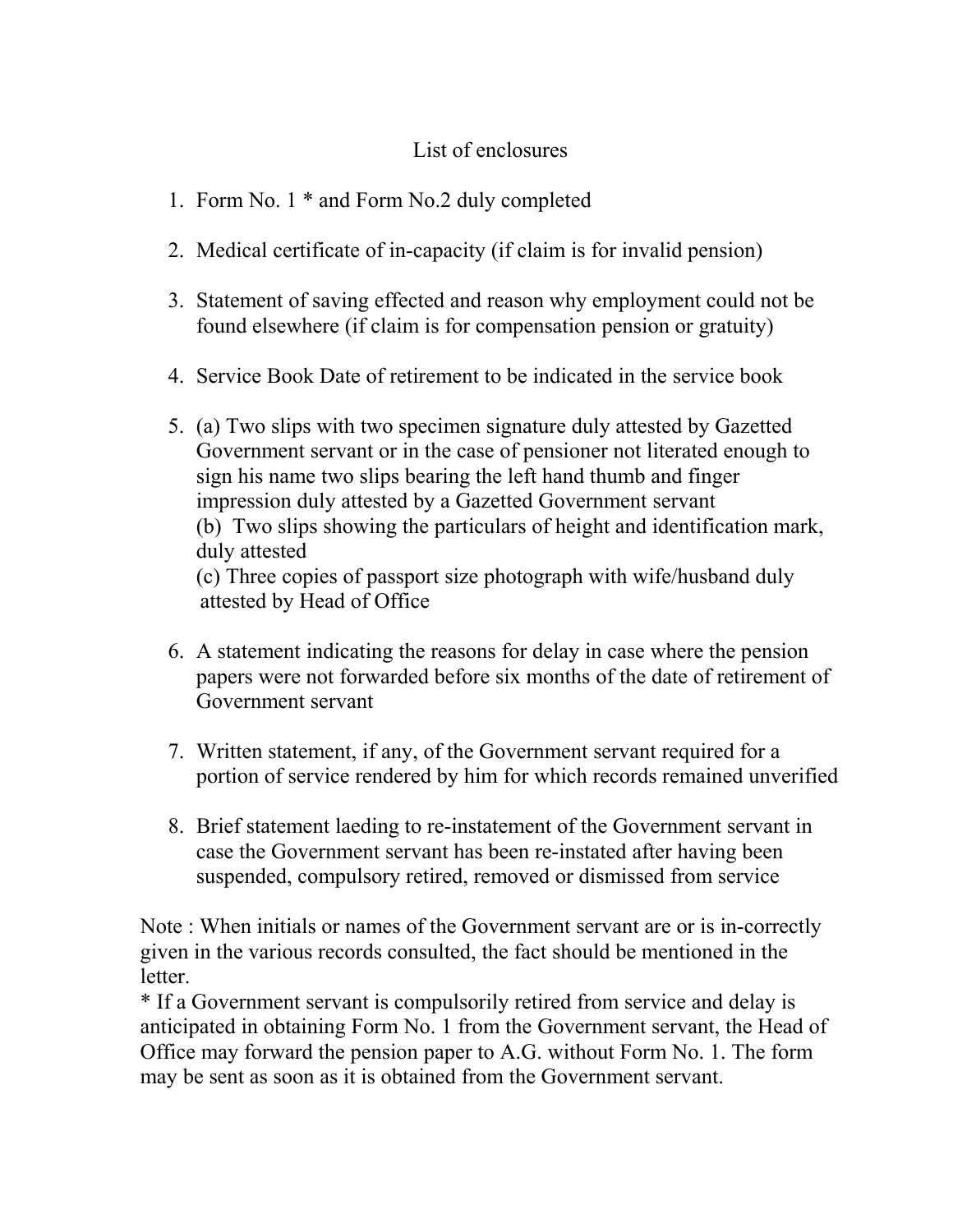## List of enclosures

1. Form No. 1 * and Form No.2 duly completed

2. Medical certificate of in-capacity (if claim is for invalid pension)

3. Statement of saving effected and reason why employment could not be found elsewhere (if claim is for compensation pension or gratuity)

4. Service Book Date of retirement to be indicated in the service book

5. (a) Two slips with two specimen signature duly attested by Gazetted Government servant or in the case of pensioner not literated enough to sign his name two slips bearing the left hand thumb and finger impression duly attested by a Gazetted Government servant
   (b) Two slips showing the particulars of height and identification mark, duly attested
   (c) Three copies of passport size photograph with wife/husband duly attested by Head of Office

6. A statement indicating the reasons for delay in case where the pension papers were not forwarded before six months of the date of retirement of Government servant

7. Written statement, if any, of the Government servant required for a portion of service rendered by him for which records remained unverified

8. Brief statement laeding to re-instatement of the Government servant in case the Government servant has been re-instated after having been suspended, compulsory retired, removed or dismissed from service

Note : When initials or names of the Government servant are or is in-correctly given in the various records consulted, the fact should be mentioned in the letter.

* If a Government servant is compulsorily retired from service and delay is anticipated in obtaining Form No. 1 from the Government servant, the Head of Office may forward the pension paper to A.G. without Form No. 1. The form may be sent as soon as it is obtained from the Government servant.